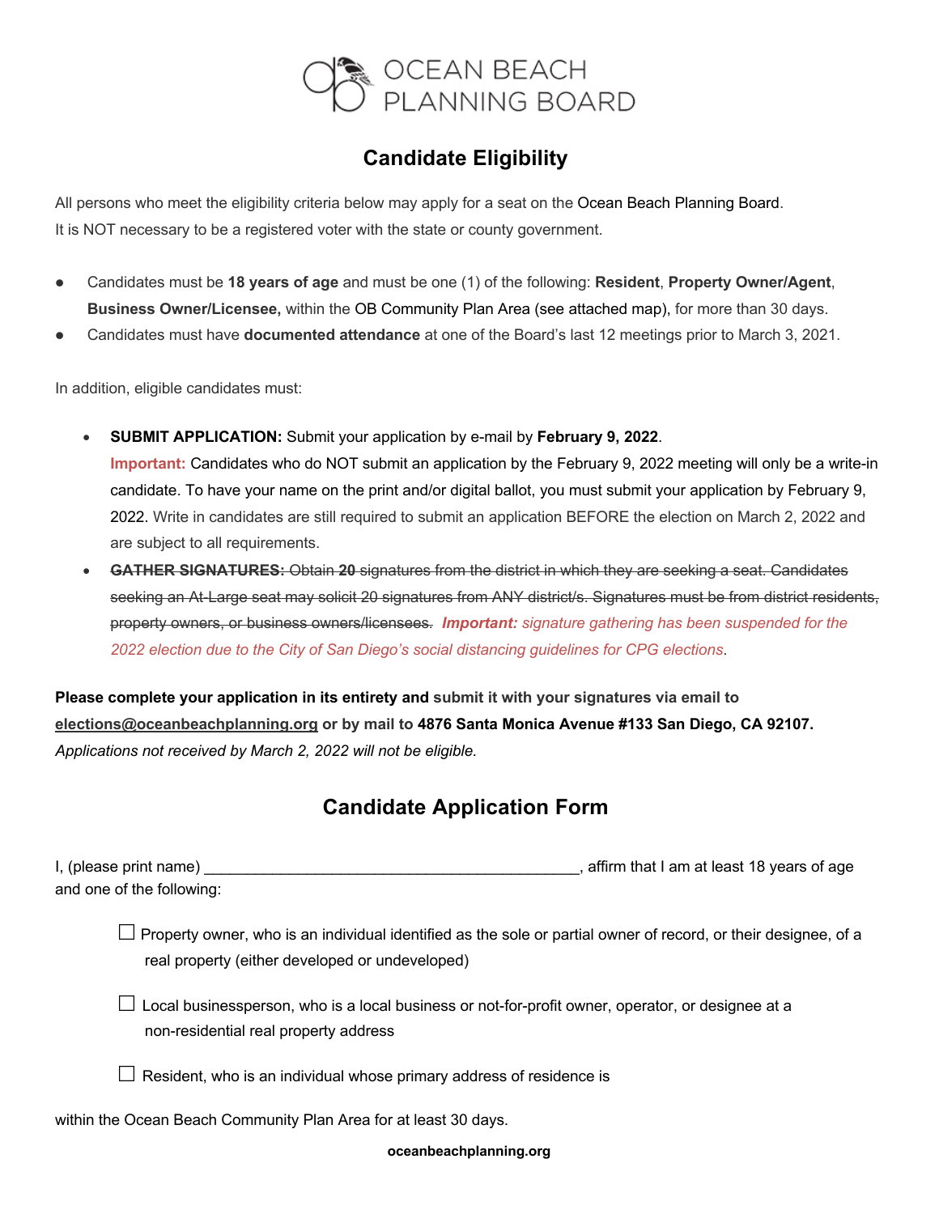# OCEAN BEACH PLANNING BOARD

## Candidate Eligibility

All persons who meet the eligibility criteria below may apply for a seat on the Ocean Beach Planning Board.
It is NOT necessary to be a registered voter with the state or county government.

- Candidates must be **18 years of age** and must be one (1) of the following: **Resident**, **Property Owner/Agent**, **Business Owner/Licensee,** within the OB Community Plan Area (see attached map), for more than 30 days.
- Candidates must have **documented attendance** at one of the Board's last 12 meetings prior to March 3, 2021.

In addition, eligible candidates must:

- **SUBMIT APPLICATION:** Submit your application by e-mail by **February 9, 2022**.
  Important: Candidates who do NOT submit an application by the February 9, 2022 meeting will only be a write-in candidate. To have your name on the print and/or digital ballot, you must submit your application by February 9, 2022. Write in candidates are still required to submit an application BEFORE the election on March 2, 2022 and are subject to all requirements.
- ~~**GATHER SIGNATURES:** Obtain **20** signatures from the district in which they are seeking a seat. Candidates seeking an At-Large seat may solicit 20 signatures from ANY district/s. Signatures must be from district residents, property owners, or business owners/licensees.~~ ***Important:*** *signature gathering has been suspended for the 2022 election due to the City of San Diego's social distancing guidelines for CPG elections.*

**Please complete your application in its entirety and submit it with your signatures via email to elections@oceanbeachplanning.org or by mail to 4876 Santa Monica Avenue #133 San Diego, CA 92107.**
*Applications not received by March 2, 2022 will not be eligible.*

## Candidate Application Form

I, (please print name) _____________________________________________, affirm that I am at least 18 years of age and one of the following:

☐ Property owner, who is an individual identified as the sole or partial owner of record, or their designee, of a real property (either developed or undeveloped)

☐ Local businessperson, who is a local business or not-for-profit owner, operator, or designee at a non-residential real property address

☐ Resident, who is an individual whose primary address of residence is

within the Ocean Beach Community Plan Area for at least 30 days.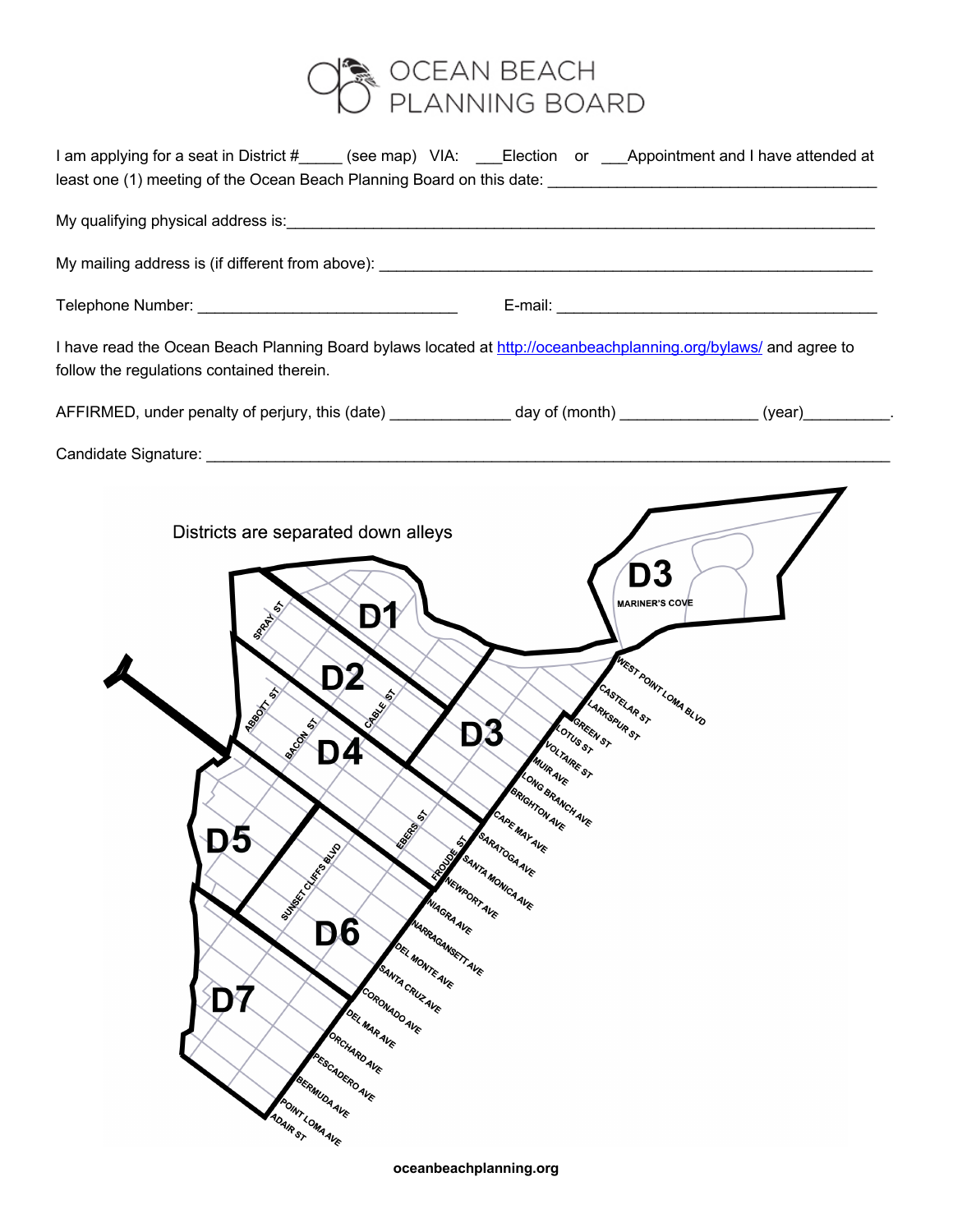# OCEAN BEACH PLANNING BOARD

I am applying for a seat in District #_____ (see map) VIA: ___Election or ___Appointment and I have attended at least one (1) meeting of the Ocean Beach Planning Board on this date: ______________________________________

My qualifying physical address is:______________________________________________________________________

My mailing address is (if different from above): _______________________________________________________

Telephone Number: _____________________________ E-mail: _____________________________________

I have read the Ocean Beach Planning Board bylaws located at http://oceanbeachplanning.org/bylaws/ and agree to follow the regulations contained therein.

AFFIRMED, under penalty of perjury, this (date) _____________ day of (month) _______________ (year)_________.

Candidate Signature: ____________________________________________________________________________

Districts are separated down alleys

D1
D2
D3
D3
MARINER'S COVE
D4
D5
D6
D7

SPRAY ST
ABBOTT ST
BACON ST
CABLE ST
EBERS ST
FROUDE ST
SUNSET CLIFFS BLVD
WEST POINT LOMA BLVD
CASTELAR ST
LARKSPUR ST
GREEN ST
LOTUS ST
VOLTAIRE ST
MUIR AVE
LONG BRANCH AVE
BRIGHTON AVE
CAPE MAY AVE
SARATOGA AVE
SANTA MONICA AVE
NEWPORT AVE
NIAGRA AVE
NARRAGANSETT AVE
DEL MONTE AVE
SANTA CRUZ AVE
CORONADO AVE
DEL MAR AVE
ORCHARD AVE
PESCADERO AVE
BERMUDA AVE
POINT LOMA AVE
ADAIR ST

oceanbeachplanning.org